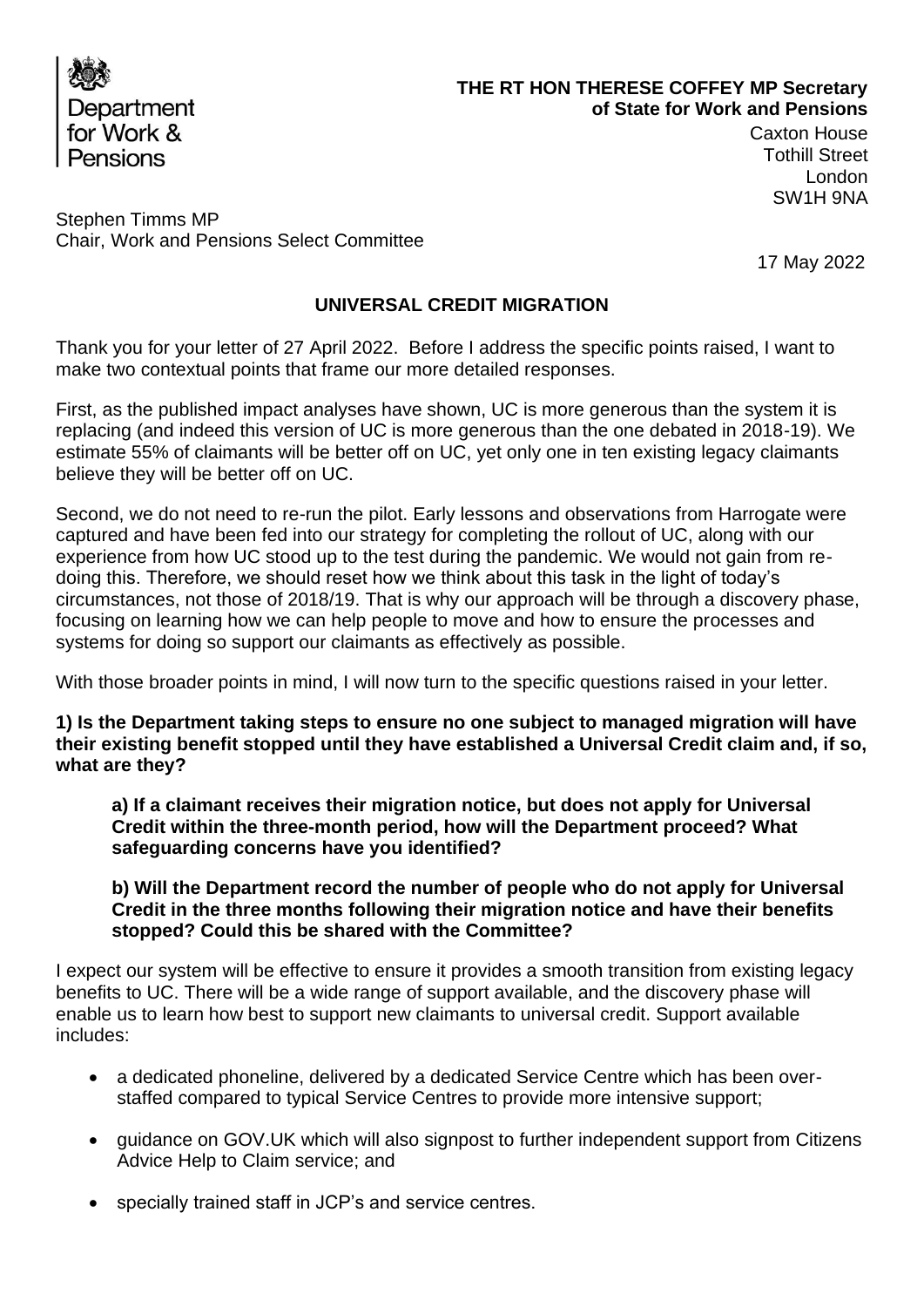Department for Work & Pensions

**THE RT HON THERESE COFFEY MP Secretary of State for Work and Pensions**

Caxton House
Tothill Street
London
SW1H 9NA

Stephen Timms MP
Chair, Work and Pensions Select Committee

17 May 2022

**UNIVERSAL CREDIT MIGRATION**

Thank you for your letter of 27 April 2022. Before I address the specific points raised, I want to make two contextual points that frame our more detailed responses.

First, as the published impact analyses have shown, UC is more generous than the system it is replacing (and indeed this version of UC is more generous than the one debated in 2018-19). We estimate 55% of claimants will be better off on UC, yet only one in ten existing legacy claimants believe they will be better off on UC.

Second, we do not need to re-run the pilot. Early lessons and observations from Harrogate were captured and have been fed into our strategy for completing the rollout of UC, along with our experience from how UC stood up to the test during the pandemic. We would not gain from re-doing this. Therefore, we should reset how we think about this task in the light of today's circumstances, not those of 2018/19. That is why our approach will be through a discovery phase, focusing on learning how we can help people to move and how to ensure the processes and systems for doing so support our claimants as effectively as possible.

With those broader points in mind, I will now turn to the specific questions raised in your letter.

**1) Is the Department taking steps to ensure no one subject to managed migration will have their existing benefit stopped until they have established a Universal Credit claim and, if so, what are they?**

> **a) If a claimant receives their migration notice, but does not apply for Universal Credit within the three-month period, how will the Department proceed? What safeguarding concerns have you identified?**
>
> **b) Will the Department record the number of people who do not apply for Universal Credit in the three months following their migration notice and have their benefits stopped? Could this be shared with the Committee?**

I expect our system will be effective to ensure it provides a smooth transition from existing legacy benefits to UC. There will be a wide range of support available, and the discovery phase will enable us to learn how best to support new claimants to universal credit. Support available includes:

- a dedicated phoneline, delivered by a dedicated Service Centre which has been over-staffed compared to typical Service Centres to provide more intensive support;
- guidance on GOV.UK which will also signpost to further independent support from Citizens Advice Help to Claim service; and
- specially trained staff in JCP's and service centres.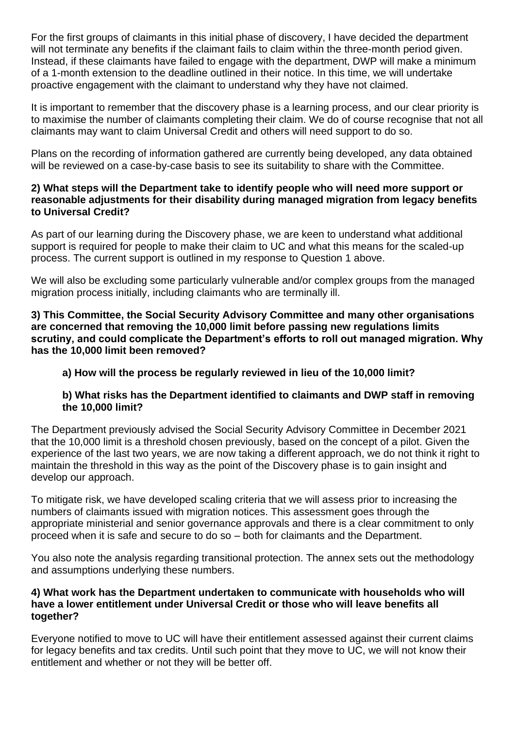For the first groups of claimants in this initial phase of discovery, I have decided the department will not terminate any benefits if the claimant fails to claim within the three-month period given. Instead, if these claimants have failed to engage with the department, DWP will make a minimum of a 1-month extension to the deadline outlined in their notice. In this time, we will undertake proactive engagement with the claimant to understand why they have not claimed.

It is important to remember that the discovery phase is a learning process, and our clear priority is to maximise the number of claimants completing their claim. We do of course recognise that not all claimants may want to claim Universal Credit and others will need support to do so.

Plans on the recording of information gathered are currently being developed, any data obtained will be reviewed on a case-by-case basis to see its suitability to share with the Committee.

**2) What steps will the Department take to identify people who will need more support or reasonable adjustments for their disability during managed migration from legacy benefits to Universal Credit?**

As part of our learning during the Discovery phase, we are keen to understand what additional support is required for people to make their claim to UC and what this means for the scaled-up process. The current support is outlined in my response to Question 1 above.

We will also be excluding some particularly vulnerable and/or complex groups from the managed migration process initially, including claimants who are terminally ill.

**3) This Committee, the Social Security Advisory Committee and many other organisations are concerned that removing the 10,000 limit before passing new regulations limits scrutiny, and could complicate the Department's efforts to roll out managed migration. Why has the 10,000 limit been removed?**

> **a) How will the process be regularly reviewed in lieu of the 10,000 limit?**
>
> **b) What risks has the Department identified to claimants and DWP staff in removing the 10,000 limit?**

The Department previously advised the Social Security Advisory Committee in December 2021 that the 10,000 limit is a threshold chosen previously, based on the concept of a pilot. Given the experience of the last two years, we are now taking a different approach, we do not think it right to maintain the threshold in this way as the point of the Discovery phase is to gain insight and develop our approach.

To mitigate risk, we have developed scaling criteria that we will assess prior to increasing the numbers of claimants issued with migration notices. This assessment goes through the appropriate ministerial and senior governance approvals and there is a clear commitment to only proceed when it is safe and secure to do so – both for claimants and the Department.

You also note the analysis regarding transitional protection. The annex sets out the methodology and assumptions underlying these numbers.

**4) What work has the Department undertaken to communicate with households who will have a lower entitlement under Universal Credit or those who will leave benefits all together?**

Everyone notified to move to UC will have their entitlement assessed against their current claims for legacy benefits and tax credits. Until such point that they move to UC, we will not know their entitlement and whether or not they will be better off.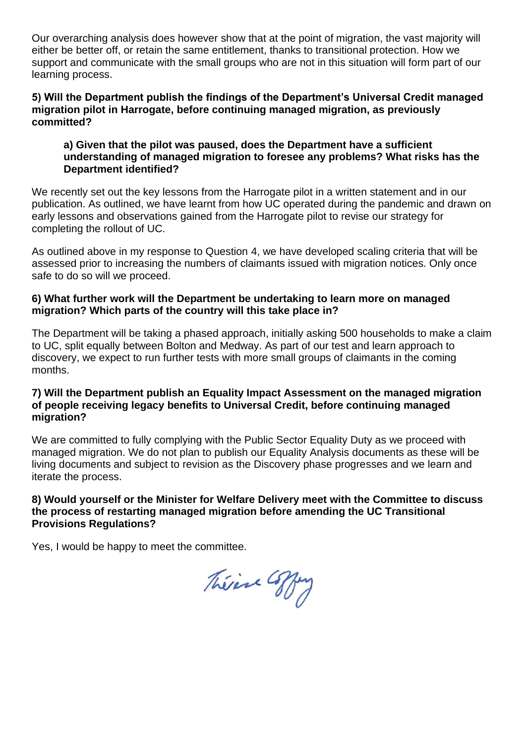Our overarching analysis does however show that at the point of migration, the vast majority will either be better off, or retain the same entitlement, thanks to transitional protection. How we support and communicate with the small groups who are not in this situation will form part of our learning process.

**5) Will the Department publish the findings of the Department's Universal Credit managed migration pilot in Harrogate, before continuing managed migration, as previously committed?**

> **a) Given that the pilot was paused, does the Department have a sufficient understanding of managed migration to foresee any problems? What risks has the Department identified?**

We recently set out the key lessons from the Harrogate pilot in a written statement and in our publication. As outlined, we have learnt from how UC operated during the pandemic and drawn on early lessons and observations gained from the Harrogate pilot to revise our strategy for completing the rollout of UC.

As outlined above in my response to Question 4, we have developed scaling criteria that will be assessed prior to increasing the numbers of claimants issued with migration notices. Only once safe to do so will we proceed.

**6) What further work will the Department be undertaking to learn more on managed migration? Which parts of the country will this take place in?**

The Department will be taking a phased approach, initially asking 500 households to make a claim to UC, split equally between Bolton and Medway. As part of our test and learn approach to discovery, we expect to run further tests with more small groups of claimants in the coming months.

**7) Will the Department publish an Equality Impact Assessment on the managed migration of people receiving legacy benefits to Universal Credit, before continuing managed migration?**

We are committed to fully complying with the Public Sector Equality Duty as we proceed with managed migration. We do not plan to publish our Equality Analysis documents as these will be living documents and subject to revision as the Discovery phase progresses and we learn and iterate the process.

**8) Would yourself or the Minister for Welfare Delivery meet with the Committee to discuss the process of restarting managed migration before amending the UC Transitional Provisions Regulations?**

Yes, I would be happy to meet the committee.

Thérèse Coffey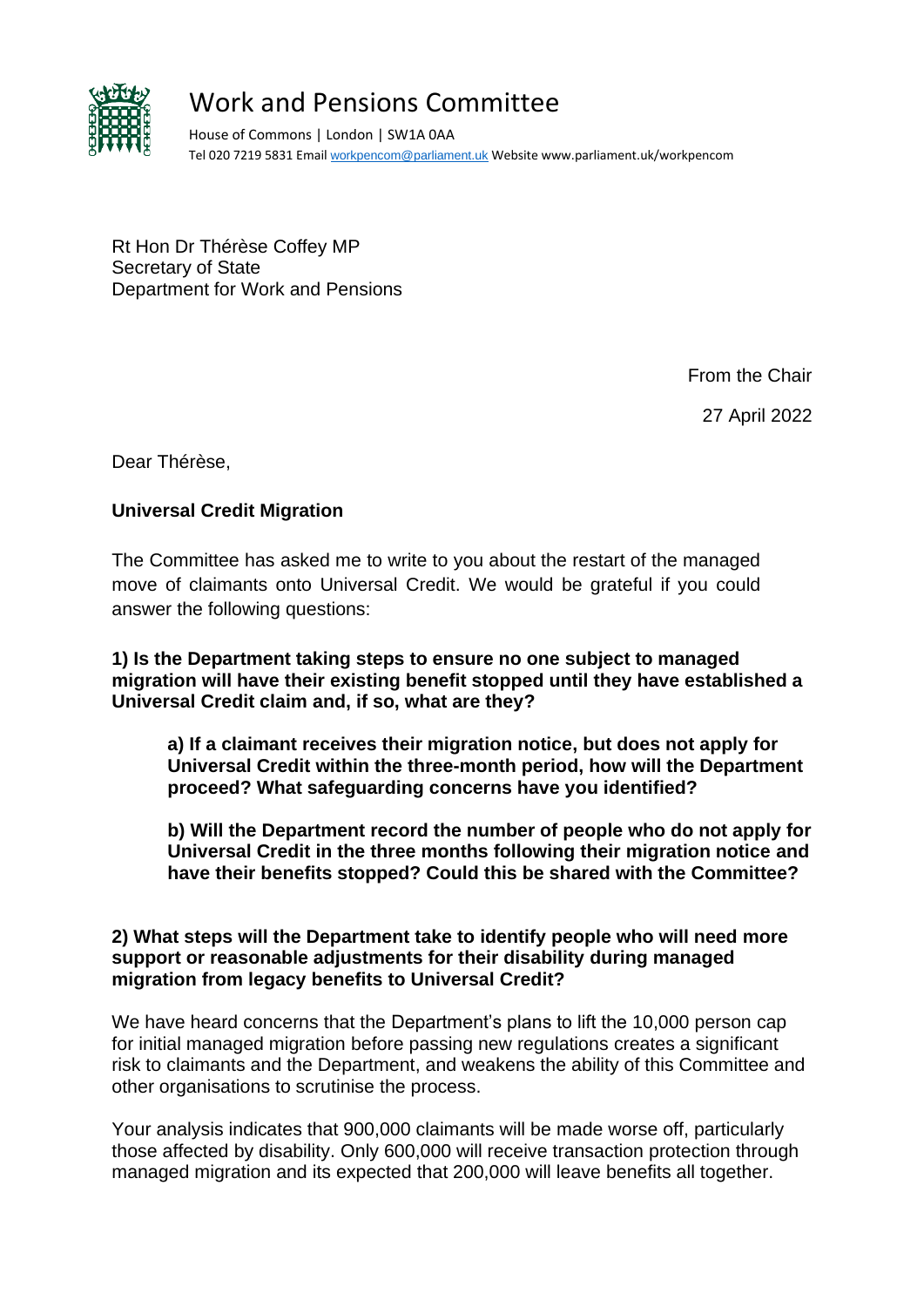# Work and Pensions Committee

House of Commons | London | SW1A 0AA
Tel 020 7219 5831 Email workpencom@parliament.uk Website www.parliament.uk/workpencom

Rt Hon Dr Thérèse Coffey MP
Secretary of State
Department for Work and Pensions

From the Chair

27 April 2022

Dear Thérèse,

**Universal Credit Migration**

The Committee has asked me to write to you about the restart of the managed move of claimants onto Universal Credit. We would be grateful if you could answer the following questions:

**1) Is the Department taking steps to ensure no one subject to managed migration will have their existing benefit stopped until they have established a Universal Credit claim and, if so, what are they?**

> **a) If a claimant receives their migration notice, but does not apply for Universal Credit within the three-month period, how will the Department proceed? What safeguarding concerns have you identified?**
>
> **b) Will the Department record the number of people who do not apply for Universal Credit in the three months following their migration notice and have their benefits stopped? Could this be shared with the Committee?**

**2) What steps will the Department take to identify people who will need more support or reasonable adjustments for their disability during managed migration from legacy benefits to Universal Credit?**

We have heard concerns that the Department's plans to lift the 10,000 person cap for initial managed migration before passing new regulations creates a significant risk to claimants and the Department, and weakens the ability of this Committee and other organisations to scrutinise the process.

Your analysis indicates that 900,000 claimants will be made worse off, particularly those affected by disability. Only 600,000 will receive transaction protection through managed migration and its expected that 200,000 will leave benefits all together.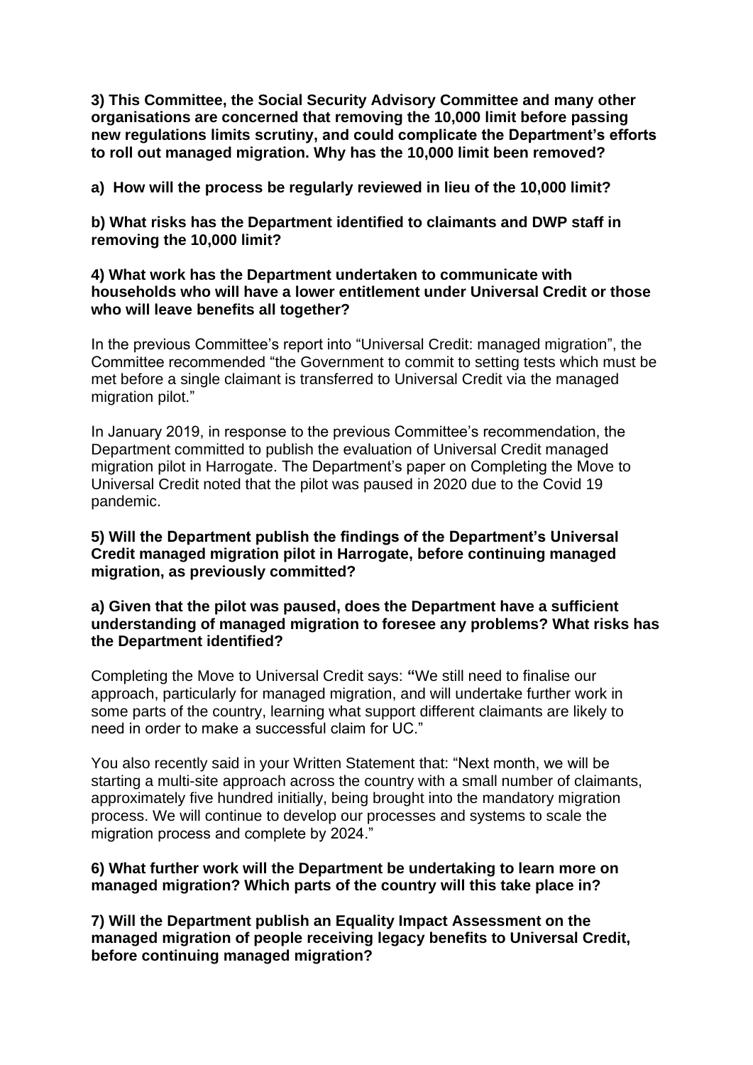**3) This Committee, the Social Security Advisory Committee and many other organisations are concerned that removing the 10,000 limit before passing new regulations limits scrutiny, and could complicate the Department's efforts to roll out managed migration. Why has the 10,000 limit been removed?**

**a) How will the process be regularly reviewed in lieu of the 10,000 limit?**

**b) What risks has the Department identified to claimants and DWP staff in removing the 10,000 limit?**

**4) What work has the Department undertaken to communicate with households who will have a lower entitlement under Universal Credit or those who will leave benefits all together?**

In the previous Committee's report into "Universal Credit: managed migration", the Committee recommended "the Government to commit to setting tests which must be met before a single claimant is transferred to Universal Credit via the managed migration pilot."

In January 2019, in response to the previous Committee's recommendation, the Department committed to publish the evaluation of Universal Credit managed migration pilot in Harrogate. The Department's paper on Completing the Move to Universal Credit noted that the pilot was paused in 2020 due to the Covid 19 pandemic.

**5) Will the Department publish the findings of the Department's Universal Credit managed migration pilot in Harrogate, before continuing managed migration, as previously committed?**

**a) Given that the pilot was paused, does the Department have a sufficient understanding of managed migration to foresee any problems? What risks has the Department identified?**

Completing the Move to Universal Credit says: **"**We still need to finalise our approach, particularly for managed migration, and will undertake further work in some parts of the country, learning what support different claimants are likely to need in order to make a successful claim for UC."

You also recently said in your Written Statement that: "Next month, we will be starting a multi-site approach across the country with a small number of claimants, approximately five hundred initially, being brought into the mandatory migration process. We will continue to develop our processes and systems to scale the migration process and complete by 2024."

**6) What further work will the Department be undertaking to learn more on managed migration? Which parts of the country will this take place in?**

**7) Will the Department publish an Equality Impact Assessment on the managed migration of people receiving legacy benefits to Universal Credit, before continuing managed migration?**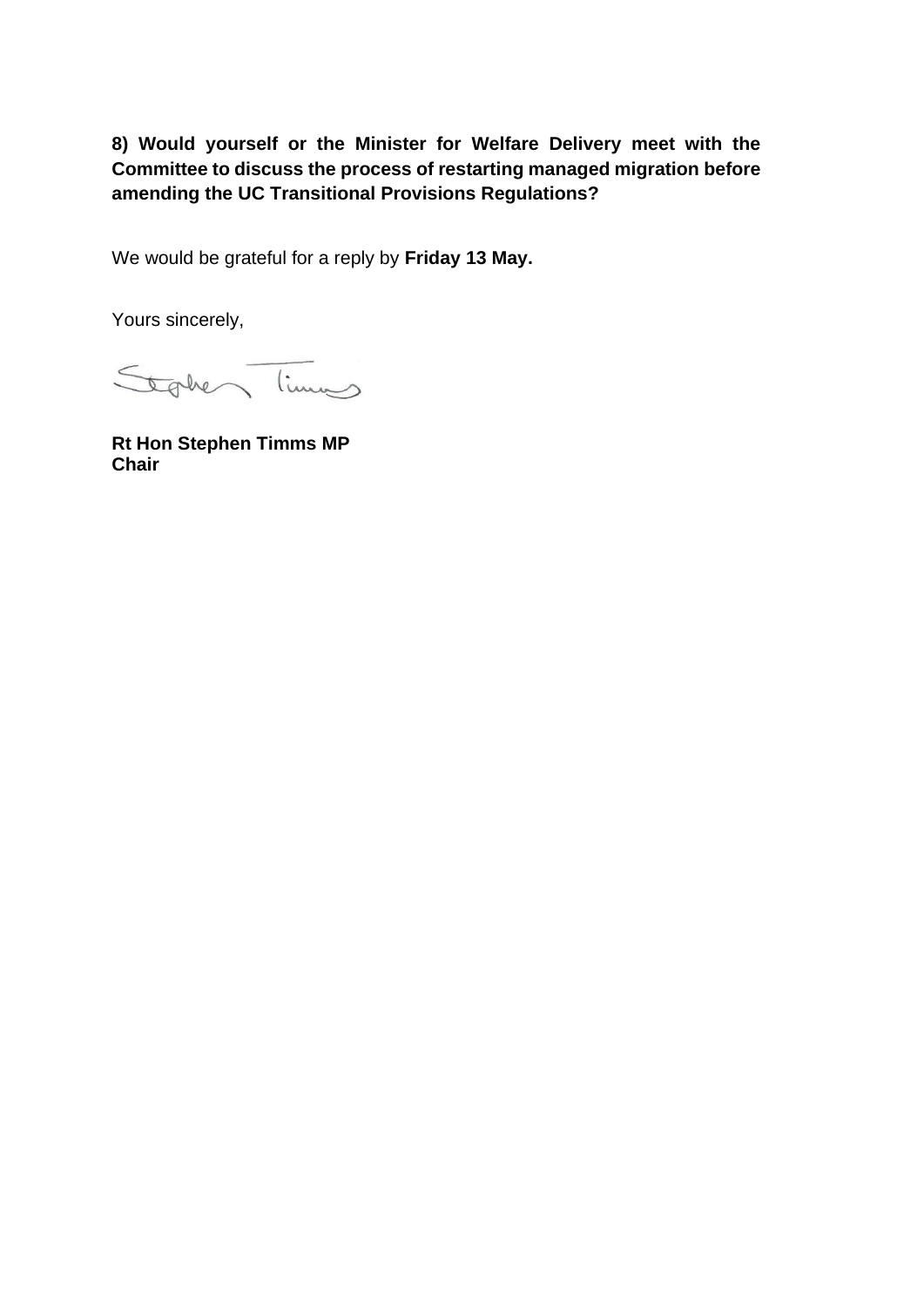**8) Would yourself or the Minister for Welfare Delivery meet with the Committee to discuss the process of restarting managed migration before amending the UC Transitional Provisions Regulations?**

We would be grateful for a reply by **Friday 13 May.**

Yours sincerely,

Stephen Timms

**Rt Hon Stephen Timms MP**
**Chair**